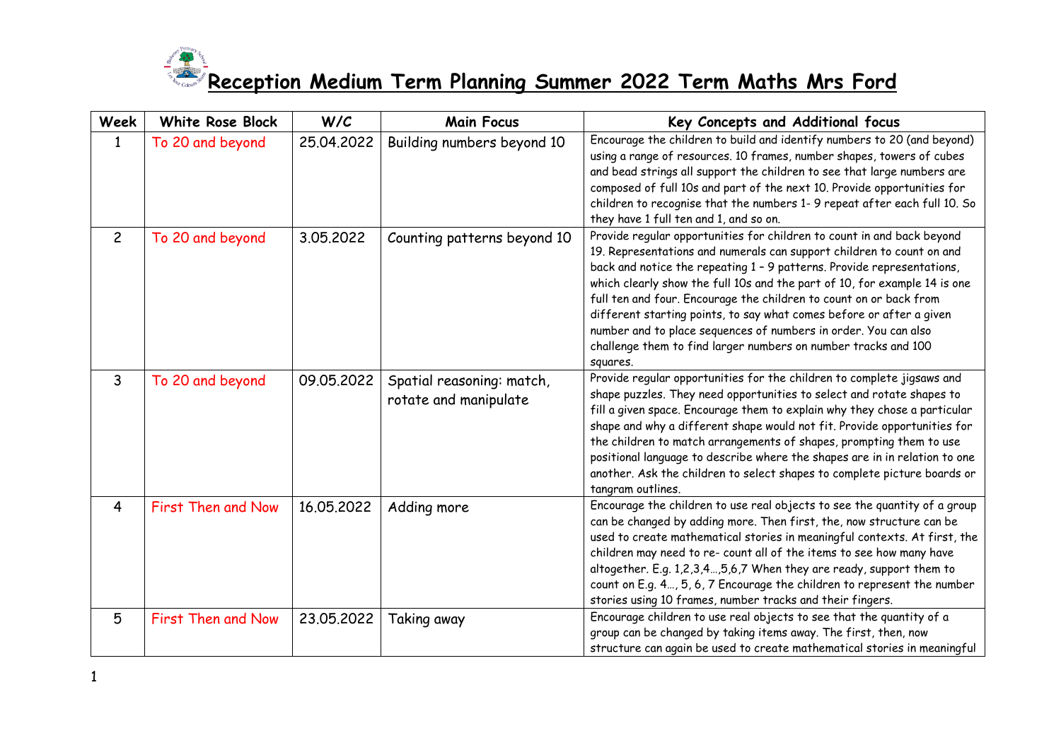# Reception Medium Term Planning Summer 2022 Term Maths Mrs Ford

| Week | White Rose Block | W/C | Main Focus | Key Concepts and Additional focus |
|---|---|---|---|---|
| 1 | To 20 and beyond | 25.04.2022 | Building numbers beyond 10 | Encourage the children to build and identify numbers to 20 (and beyond) using a range of resources. 10 frames, number shapes, towers of cubes and bead strings all support the children to see that large numbers are composed of full 10s and part of the next 10. Provide opportunities for children to recognise that the numbers 1- 9 repeat after each full 10. So they have 1 full ten and 1, and so on. |
| 2 | To 20 and beyond | 3.05.2022 | Counting patterns beyond 10 | Provide regular opportunities for children to count in and back beyond 19. Representations and numerals can support children to count on and back and notice the repeating 1 – 9 patterns. Provide representations, which clearly show the full 10s and the part of 10, for example 14 is one full ten and four. Encourage the children to count on or back from different starting points, to say what comes before or after a given number and to place sequences of numbers in order. You can also challenge them to find larger numbers on number tracks and 100 squares. |
| 3 | To 20 and beyond | 09.05.2022 | Spatial reasoning: match, rotate and manipulate | Provide regular opportunities for the children to complete jigsaws and shape puzzles. They need opportunities to select and rotate shapes to fill a given space. Encourage them to explain why they chose a particular shape and why a different shape would not fit. Provide opportunities for the children to match arrangements of shapes, prompting them to use positional language to describe where the shapes are in in relation to one another. Ask the children to select shapes to complete picture boards or tangram outlines. |
| 4 | First Then and Now | 16.05.2022 | Adding more | Encourage the children to use real objects to see the quantity of a group can be changed by adding more. Then first, the, now structure can be used to create mathematical stories in meaningful contexts. At first, the children may need to re- count all of the items to see how many have altogether. E.g. 1,2,3,4…,5,6,7 When they are ready, support them to count on E.g. 4…, 5, 6, 7 Encourage the children to represent the number stories using 10 frames, number tracks and their fingers. |
| 5 | First Then and Now | 23.05.2022 | Taking away | Encourage children to use real objects to see that the quantity of a group can be changed by taking items away. The first, then, now structure can again be used to create mathematical stories in meaningful |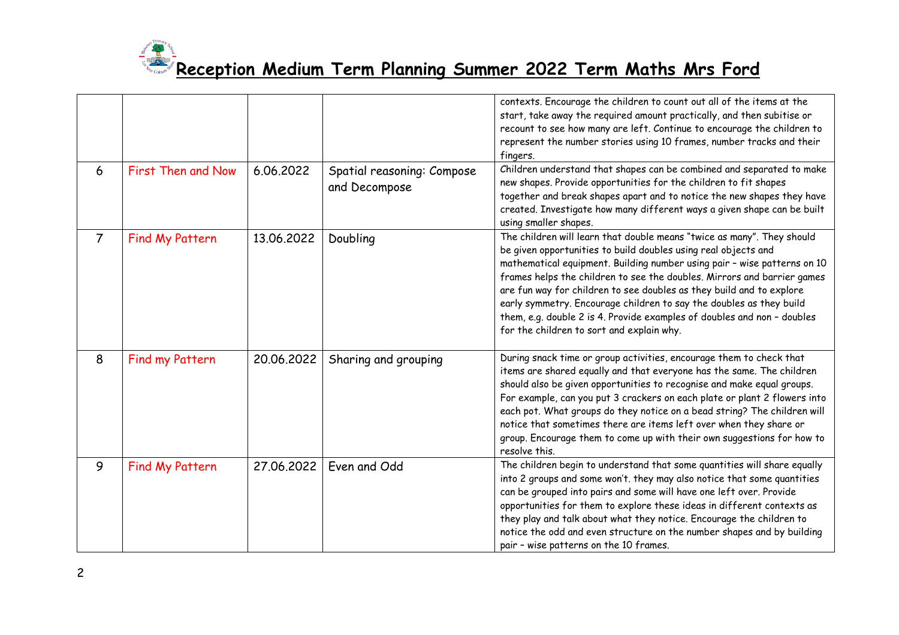# Reception Medium Term Planning Summer 2022 Term Maths Mrs Ford

| | | | | |
|---|---|---|---|---|
| | | | | contexts. Encourage the children to count out all of the items at the start, take away the required amount practically, and then subitise or recount to see how many are left. Continue to encourage the children to represent the number stories using 10 frames, number tracks and their fingers. |
| 6 | First Then and Now | 6.06.2022 | Spatial reasoning: Compose and Decompose | Children understand that shapes can be combined and separated to make new shapes. Provide opportunities for the children to fit shapes together and break shapes apart and to notice the new shapes they have created. Investigate how many different ways a given shape can be built using smaller shapes. |
| 7 | Find My Pattern | 13.06.2022 | Doubling | The children will learn that double means "twice as many". They should be given opportunities to build doubles using real objects and mathematical equipment. Building number using pair – wise patterns on 10 frames helps the children to see the doubles. Mirrors and barrier games are fun way for children to see doubles as they build and to explore early symmetry. Encourage children to say the doubles as they build them, e.g. double 2 is 4. Provide examples of doubles and non – doubles for the children to sort and explain why. |
| 8 | Find my Pattern | 20.06.2022 | Sharing and grouping | During snack time or group activities, encourage them to check that items are shared equally and that everyone has the same. The children should also be given opportunities to recognise and make equal groups. For example, can you put 3 crackers on each plate or plant 2 flowers into each pot. What groups do they notice on a bead string? The children will notice that sometimes there are items left over when they share or group. Encourage them to come up with their own suggestions for how to resolve this. |
| 9 | Find My Pattern | 27.06.2022 | Even and Odd | The children begin to understand that some quantities will share equally into 2 groups and some won't. they may also notice that some quantities can be grouped into pairs and some will have one left over. Provide opportunities for them to explore these ideas in different contexts as they play and talk about what they notice. Encourage the children to notice the odd and even structure on the number shapes and by building pair – wise patterns on the 10 frames. |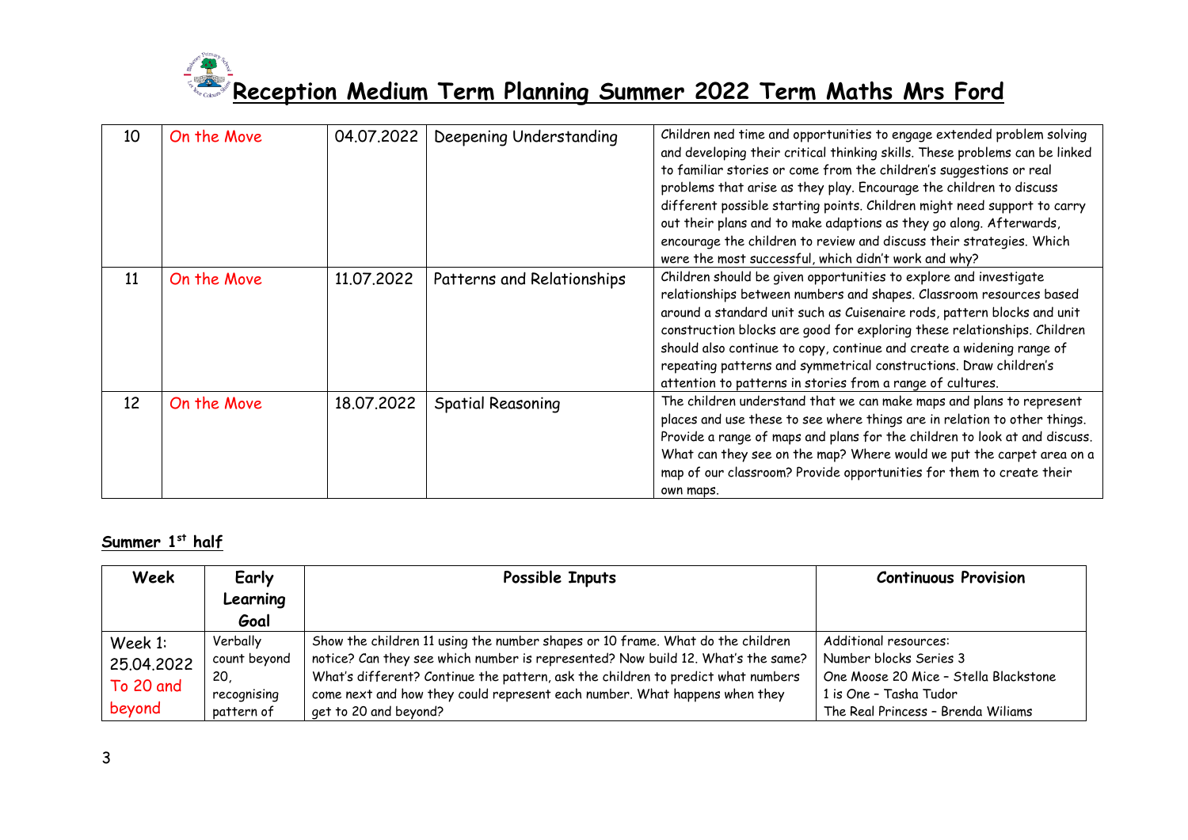# Reception Medium Term Planning Summer 2022 Term Maths Mrs Ford

| | | | | |
|---|---|---|---|---|
| 10 | On the Move | 04.07.2022 | Deepening Understanding | Children ned time and opportunities to engage extended problem solving and developing their critical thinking skills. These problems can be linked to familiar stories or come from the children's suggestions or real problems that arise as they play. Encourage the children to discuss different possible starting points. Children might need support to carry out their plans and to make adaptions as they go along. Afterwards, encourage the children to review and discuss their strategies. Which were the most successful, which didn't work and why? |
| 11 | On the Move | 11.07.2022 | Patterns and Relationships | Children should be given opportunities to explore and investigate relationships between numbers and shapes. Classroom resources based around a standard unit such as Cuisenaire rods, pattern blocks and unit construction blocks are good for exploring these relationships. Children should also continue to copy, continue and create a widening range of repeating patterns and symmetrical constructions. Draw children's attention to patterns in stories from a range of cultures. |
| 12 | On the Move | 18.07.2022 | Spatial Reasoning | The children understand that we can make maps and plans to represent places and use these to see where things are in relation to other things. Provide a range of maps and plans for the children to look at and discuss. What can they see on the map? Where would we put the carpet area on a map of our classroom? Provide opportunities for them to create their own maps. |

## Summer 1st half

| Week | Early Learning Goal | Possible Inputs | Continuous Provision |
|---|---|---|---|
| Week 1: 25.04.2022 To 20 and beyond | Verbally count beyond 20, recognising pattern of | Show the children 11 using the number shapes or 10 frame. What do the children notice? Can they see which number is represented? Now build 12. What's the same? What's different? Continue the pattern, ask the children to predict what numbers come next and how they could represent each number. What happens when they get to 20 and beyond? | Additional resources:<br>Number blocks Series 3<br>One Moose 20 Mice – Stella Blackstone<br>1 is One – Tasha Tudor<br>The Real Princess – Brenda Wiliams |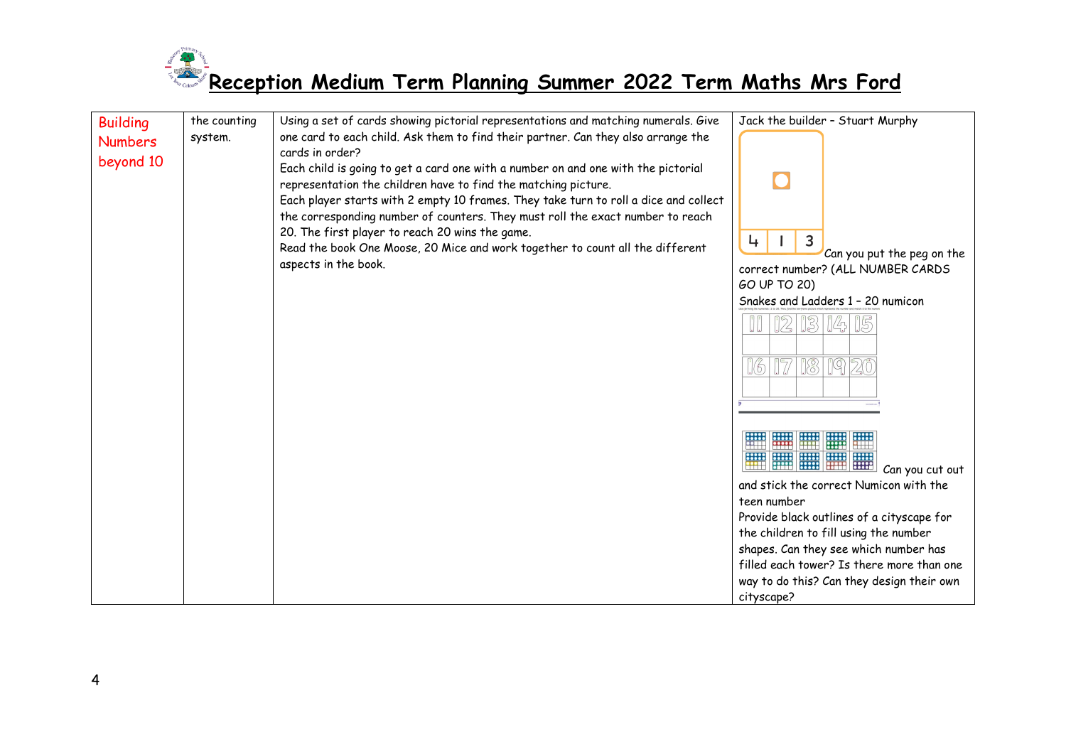# Reception Medium Term Planning Summer 2022 Term Maths Mrs Ford

| | | | |
|---|---|---|---|
| Building Numbers beyond 10 | the counting system. | Using a set of cards showing pictorial representations and matching numerals. Give one card to each child. Ask them to find their partner. Can they also arrange the cards in order?<br>Each child is going to get a card one with a number on and one with the pictorial representation the children have to find the matching picture.<br>Each player starts with 2 empty 10 frames. They take turn to roll a dice and collect the corresponding number of counters. They must roll the exact number to reach 20. The first player to reach 20 wins the game.<br>Read the book One Moose, 20 Mice and work together to count all the different aspects in the book. | Jack the builder – Stuart Murphy<br>4 1 3 Can you put the peg on the correct number? (ALL NUMBER CARDS GO UP TO 20)<br>Snakes and Ladders 1 – 20 numicon<br>11 12 13 14 15<br>16 17 18 19 20<br>Can you cut out and stick the correct Numicon with the teen number<br>Provide black outlines of a cityscape for the children to fill using the number shapes. Can they see which number has filled each tower? Is there more than one way to do this? Can they design their own cityscape? |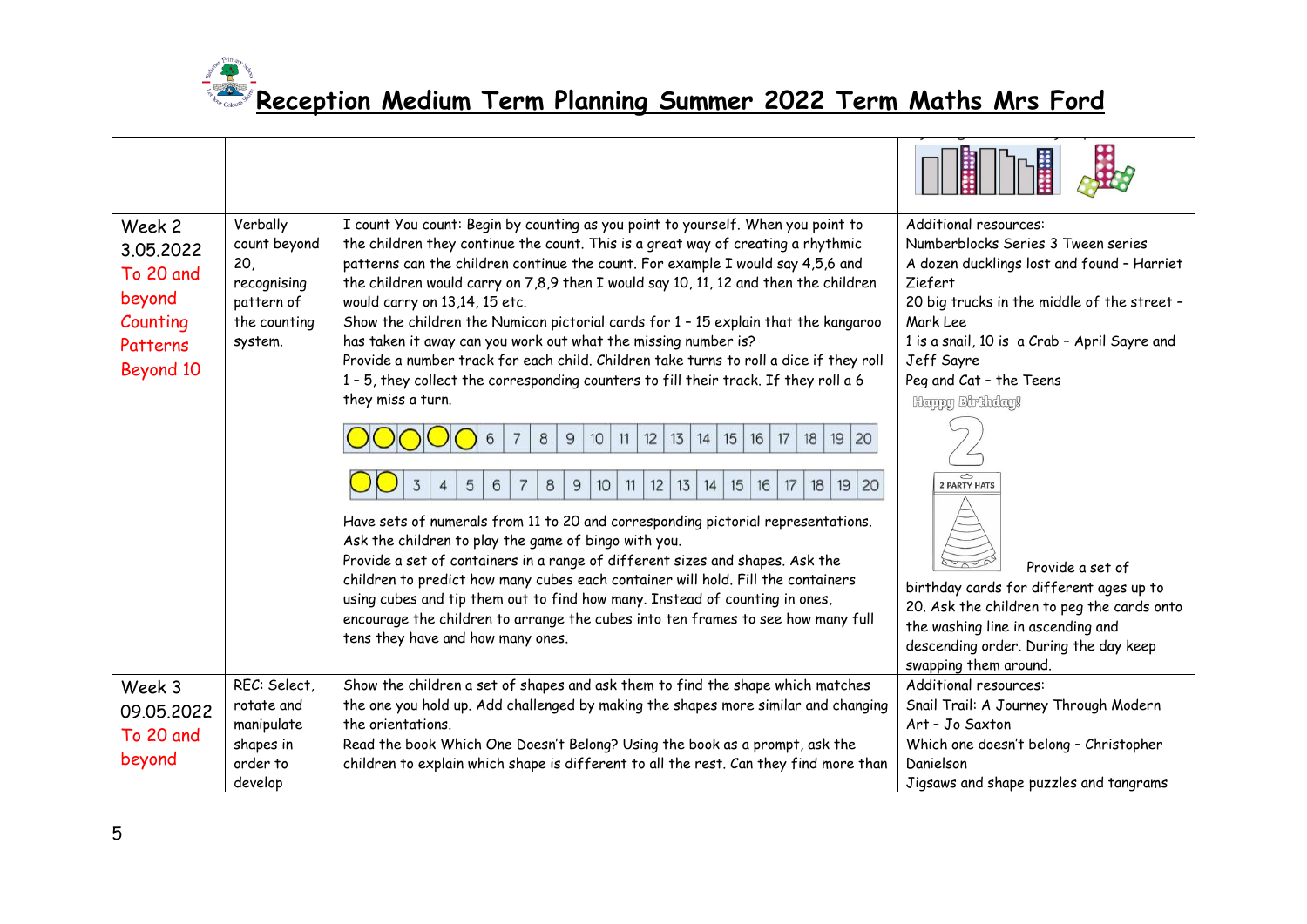# Reception Medium Term Planning Summer 2022 Term Maths Mrs Ford

| | | | |
|---|---|---|---|
| | | | |
| Week 2 3.05.2022 To 20 and beyond Counting Patterns Beyond 10 | Verbally count beyond 20, recognising pattern of the counting system. | I count You count: Begin by counting as you point to yourself. When you point to the children they continue the count. This is a great way of creating a rhythmic patterns can the children continue the count. For example I would say 4,5,6 and the children would carry on 7,8,9 then I would say 10, 11, 12 and then the children would carry on 13,14, 15 etc.<br>Show the children the Numicon pictorial cards for 1 – 15 explain that the kangaroo has taken it away can you work out what the missing number is?<br>Provide a number track for each child. Children take turns to roll a dice if they roll 1 – 5, they collect the corresponding counters to fill their track. If they roll a 6 they miss a turn.<br>6 7 8 9 10 11 12 13 14 15 16 17 18 19 20<br>3 4 5 6 7 8 9 10 11 12 13 14 15 16 17 18 19 20<br>Have sets of numerals from 11 to 20 and corresponding pictorial representations. Ask the children to play the game of bingo with you.<br>Provide a set of containers in a range of different sizes and shapes. Ask the children to predict how many cubes each container will hold. Fill the containers using cubes and tip them out to find how many. Instead of counting in ones, encourage the children to arrange the cubes into ten frames to see how many full tens they have and how many ones. | Additional resources:<br>Numberblocks Series 3 Tween series<br>A dozen ducklings lost and found – Harriet Ziefert<br>20 big trucks in the middle of the street – Mark Lee<br>1 is a snail, 10 is a Crab – April Sayre and Jeff Sayre<br>Peg and Cat – the Teens<br>Happy Birthday!<br>2<br>2 PARTY HATS<br>Provide a set of birthday cards for different ages up to 20. Ask the children to peg the cards onto the washing line in ascending and descending order. During the day keep swapping them around. |
| Week 3 09.05.2022 To 20 and beyond | REC: Select, rotate and manipulate shapes in order to develop | Show the children a set of shapes and ask them to find the shape which matches the one you hold up. Add challenged by making the shapes more similar and changing the orientations.<br>Read the book Which One Doesn't Belong? Using the book as a prompt, ask the children to explain which shape is different to all the rest. Can they find more than | Additional resources:<br>Snail Trail: A Journey Through Modern Art – Jo Saxton<br>Which one doesn't belong – Christopher Danielson<br>Jigsaws and shape puzzles and tangrams |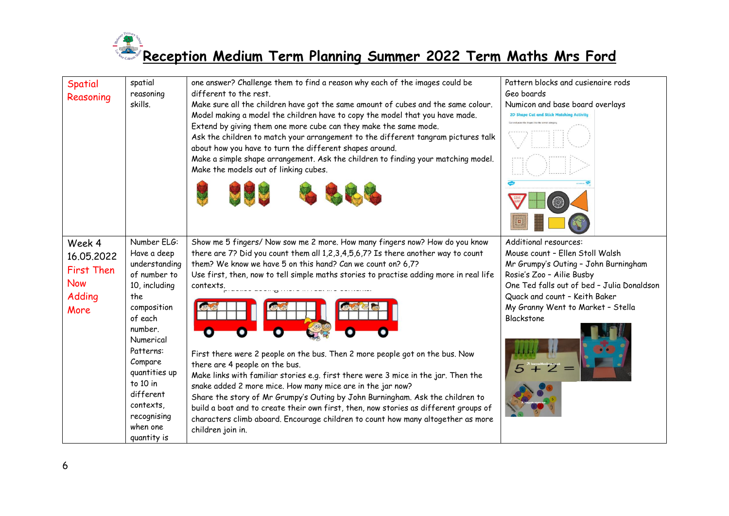# Reception Medium Term Planning Summer 2022 Term Maths Mrs Ford

| | | | |
|---|---|---|---|
| Spatial Reasoning | spatial reasoning skills. | one answer? Challenge them to find a reason why each of the images could be different to the rest.<br>Make sure all the children have got the same amount of cubes and the same colour. Model making a model the children have to copy the model that you have made. Extend by giving them one more cube can they make the same mode.<br>Ask the children to match your arrangement to the different tangram pictures talk about how you have to turn the different shapes around.<br>Make a simple shape arrangement. Ask the children to finding your matching model. Make the models out of linking cubes. | Pattern blocks and cusienaire rods<br>Geo boards<br>Numicon and base board overlays |
| Week 4<br>16.05.2022<br>First Then Now Adding More | Number ELG: Have a deep understanding of number to 10, including the composition of each number.<br>Numerical Patterns: Compare quantities up to 10 in different contexts, recognising when one quantity is | Show me 5 fingers/ Now sow me 2 more. How many fingers now? How do you know there are 7? Did you count them all 1,2,3,4,5,6,7? Is there another way to count them? We know we have 5 on this hand? Can we count on? 6,7?<br>Use first, then, now to tell simple maths stories to practise adding more in real life contexts.<br>First there were 2 people on the bus. Then 2 more people got on the bus. Now there are 4 people on the bus.<br>Make links with familiar stories e.g. first there were 3 mice in the jar. Then the snake added 2 more mice. How many mice are in the jar now?<br>Share the story of Mr Grumpy's Outing by John Burningham. Ask the children to build a boat and to create their own first, then, now stories as different groups of characters climb aboard. Encourage children to count how many altogether as more children join in. | Additional resources:<br>Mouse count – Ellen Stoll Walsh<br>Mr Grumpy's Outing – John Burningham<br>Rosie's Zoo – Ailie Busby<br>One Ted falls out of bed – Julia Donaldson<br>Quack and count – Keith Baker<br>My Granny Went to Market – Stella Blackstone |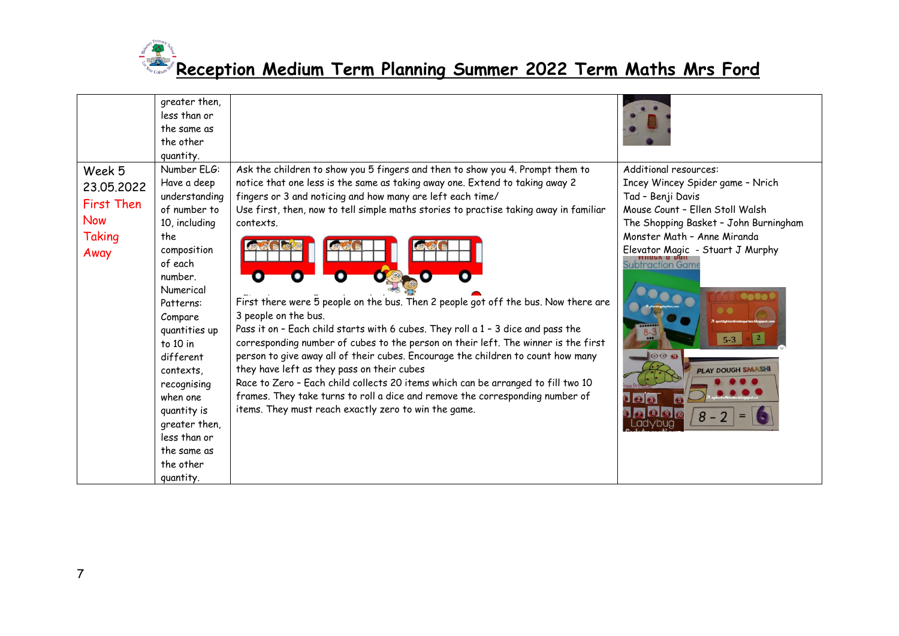# Reception Medium Term Planning Summer 2022 Term Maths Mrs Ford

| | | | |
|---|---|---|---|
| | greater then, less than or the same as the other quantity. | | |
| Week 5 23.05.2022 First Then Now Taking Away | Number ELG: Have a deep understanding of number to 10, including the composition of each number. Numerical Patterns: Compare quantities up to 10 in different contexts, recognising when one quantity is greater then, less than or the same as the other quantity. | Ask the children to show you 5 fingers and then to show you 4. Prompt them to notice that one less is the same as taking away one. Extend to taking away 2 fingers or 3 and noticing and how many are left each time/ Use first, then, now to tell simple maths stories to practise taking away in familiar contexts. First there were 5 people on the bus. Then 2 people got off the bus. Now there are 3 people on the bus. Pass it on – Each child starts with 6 cubes. They roll a 1 – 3 dice and pass the corresponding number of cubes to the person on their left. The winner is the first person to give away all of their cubes. Encourage the children to count how many they have left as they pass on their cubes Race to Zero – Each child collects 20 items which can be arranged to fill two 10 frames. They take turns to roll a dice and remove the corresponding number of items. They must reach exactly zero to win the game. | Additional resources: Incey Wincey Spider game – Nrich Tad – Benji Davis Mouse Count – Ellen Stoll Walsh The Shopping Basket – John Burningham Monster Math – Anne Miranda Elevator Magic - Stuart J Murphy |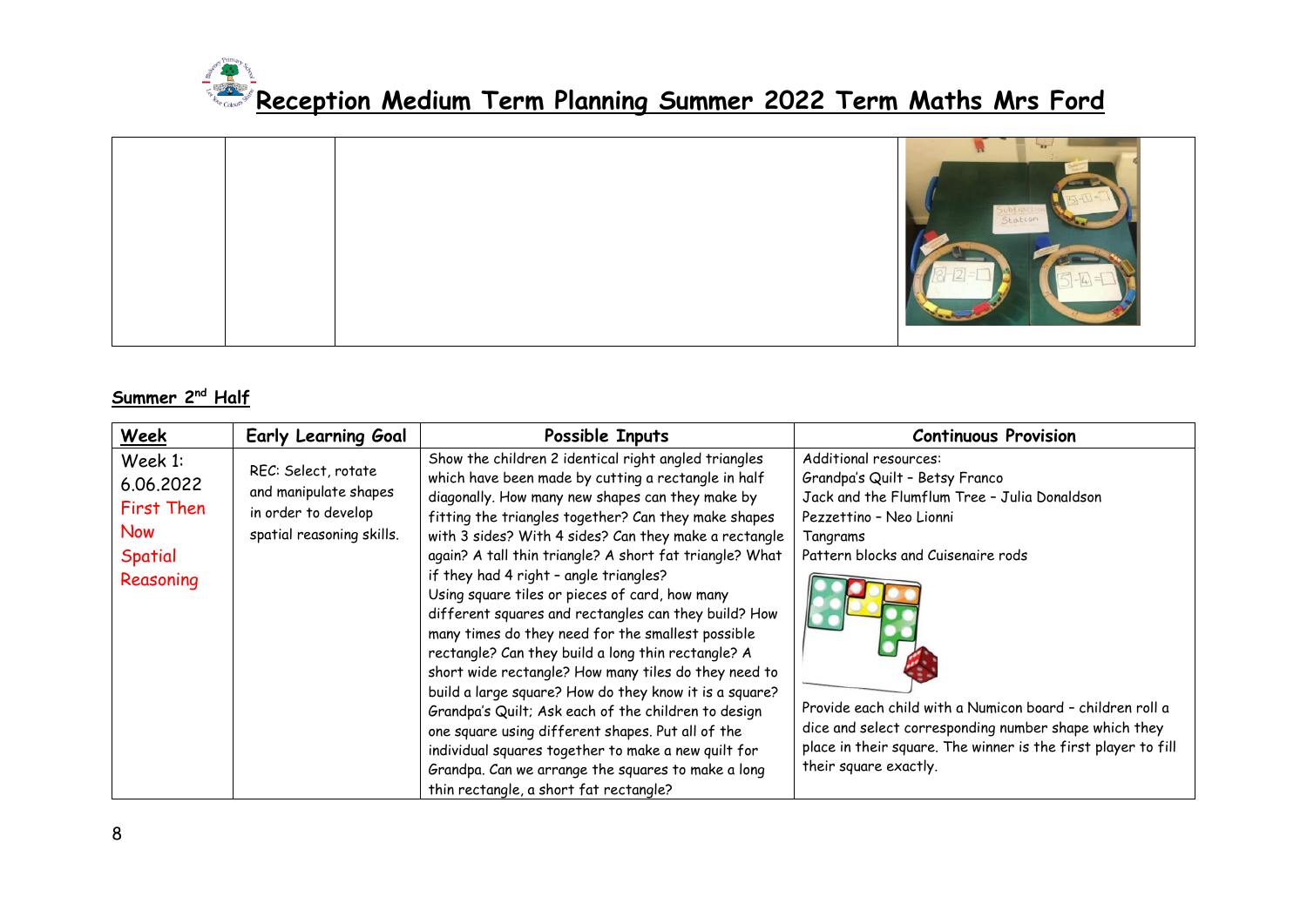# Reception Medium Term Planning Summer 2022 Term Maths Mrs Ford

| | | | |
|---|---|---|---|
| | | | |

## Summer 2nd Half

| Week | Early Learning Goal | Possible Inputs | Continuous Provision |
|---|---|---|---|
| Week 1: 6.06.2022 First Then Now Spatial Reasoning | REC: Select, rotate and manipulate shapes in order to develop spatial reasoning skills. | Show the children 2 identical right angled triangles which have been made by cutting a rectangle in half diagonally. How many new shapes can they make by fitting the triangles together? Can they make shapes with 3 sides? With 4 sides? Can they make a rectangle again? A tall thin triangle? A short fat triangle? What if they had 4 right - angle triangles? Using square tiles or pieces of card, how many different squares and rectangles can they build? How many times do they need for the smallest possible rectangle? Can they build a long thin rectangle? A short wide rectangle? How many tiles do they need to build a large square? How do they know it is a square? Grandpa's Quilt; Ask each of the children to design one square using different shapes. Put all of the individual squares together to make a new quilt for Grandpa. Can we arrange the squares to make a long thin rectangle, a short fat rectangle? | Additional resources: Grandpa's Quilt - Betsy Franco Jack and the Flumflum Tree - Julia Donaldson Pezzettino - Neo Lionni Tangrams Pattern blocks and Cuisenaire rods Provide each child with a Numicon board - children roll a dice and select corresponding number shape which they place in their square. The winner is the first player to fill their square exactly. |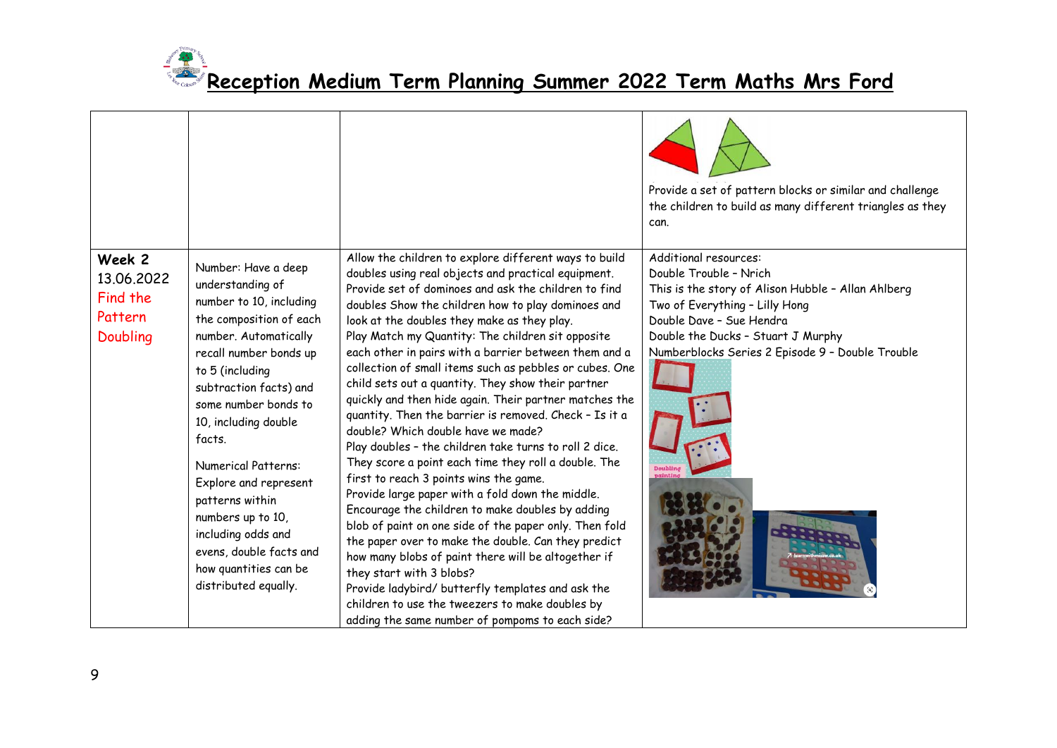# Reception Medium Term Planning Summer 2022 Term Maths Mrs Ford

| | | | |
|---|---|---|---|
| | | | Provide a set of pattern blocks or similar and challenge the children to build as many different triangles as they can. |
| **Week 2** 13.06.2022 Find the Pattern Doubling | Number: Have a deep understanding of number to 10, including the composition of each number. Automatically recall number bonds up to 5 (including subtraction facts) and some number bonds to 10, including double facts.<br><br>Numerical Patterns: Explore and represent patterns within numbers up to 10, including odds and evens, double facts and how quantities can be distributed equally. | Allow the children to explore different ways to build doubles using real objects and practical equipment. Provide set of dominoes and ask the children to find doubles Show the children how to play dominoes and look at the doubles they make as they play.<br>Play Match my Quantity: The children sit opposite each other in pairs with a barrier between them and a collection of small items such as pebbles or cubes. One child sets out a quantity. They show their partner quickly and then hide again. Their partner matches the quantity. Then the barrier is removed. Check – Is it a double? Which double have we made?<br>Play doubles – the children take turns to roll 2 dice. They score a point each time they roll a double. The first to reach 3 points wins the game.<br>Provide large paper with a fold down the middle. Encourage the children to make doubles by adding blob of paint on one side of the paper only. Then fold the paper over to make the double. Can they predict how many blobs of paint there will be altogether if they start with 3 blobs?<br>Provide ladybird/ butterfly templates and ask the children to use the tweezers to make doubles by adding the same number of pompoms to each side? | Additional resources:<br>Double Trouble – Nrich<br>This is the story of Alison Hubble – Allan Ahlberg<br>Two of Everything – Lilly Hong<br>Double Dave – Sue Hendra<br>Double the Ducks – Stuart J Murphy<br>Numberblocks Series 2 Episode 9 – Double Trouble<br>Doubling painting |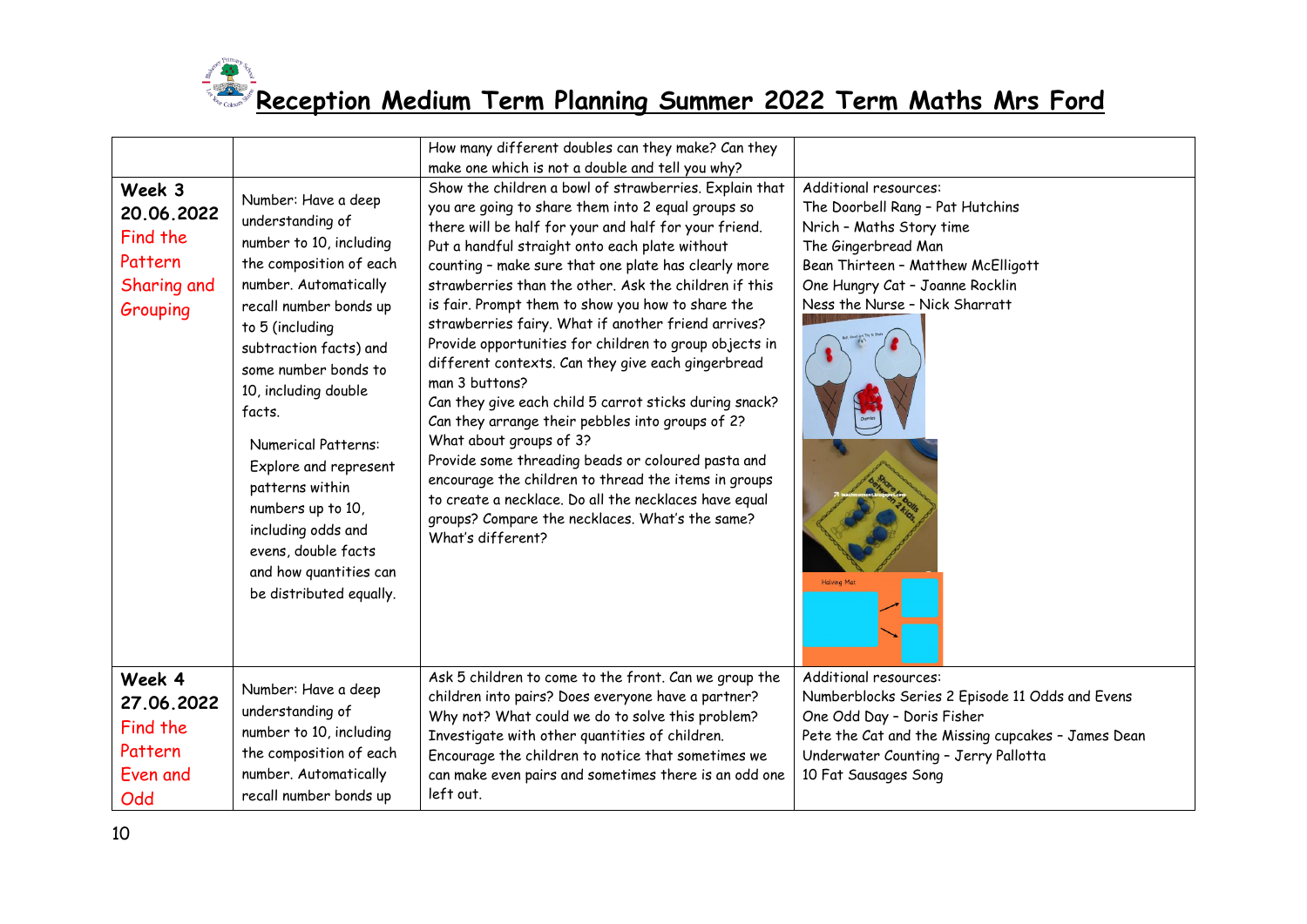# Reception Medium Term Planning Summer 2022 Term Maths Mrs Ford

| | | | |
|---|---|---|---|
| | | How many different doubles can they make? Can they make one which is not a double and tell you why? | |
| **Week 3** **20.06.2022** Find the Pattern Sharing and Grouping | Number: Have a deep understanding of number to 10, including the composition of each number. Automatically recall number bonds up to 5 (including subtraction facts) and some number bonds to 10, including double facts. Numerical Patterns: Explore and represent patterns within numbers up to 10, including odds and evens, double facts and how quantities can be distributed equally. | Show the children a bowl of strawberries. Explain that you are going to share them into 2 equal groups so there will be half for your and half for your friend. Put a handful straight onto each plate without counting – make sure that one plate has clearly more strawberries than the other. Ask the children if this is fair. Prompt them to show you how to share the strawberries fairy. What if another friend arrives? Provide opportunities for children to group objects in different contexts. Can they give each gingerbread man 3 buttons? Can they give each child 5 carrot sticks during snack? Can they arrange their pebbles into groups of 2? What about groups of 3? Provide some threading beads or coloured pasta and encourage the children to thread the items in groups to create a necklace. Do all the necklaces have equal groups? Compare the necklaces. What's the same? What's different? | Additional resources: The Doorbell Rang – Pat Hutchins; Nrich – Maths Story time; The Gingerbread Man; Bean Thirteen – Matthew McElligott; One Hungry Cat – Joanne Rocklin; Ness the Nurse – Nick Sharratt |
| **Week 4** **27.06.2022** Find the Pattern Even and Odd | Number: Have a deep understanding of number to 10, including the composition of each number. Automatically recall number bonds up | Ask 5 children to come to the front. Can we group the children into pairs? Does everyone have a partner? Why not? What could we do to solve this problem? Investigate with other quantities of children. Encourage the children to notice that sometimes we can make even pairs and sometimes there is an odd one left out. | Additional resources: Numberblocks Series 2 Episode 11 Odds and Evens; One Odd Day – Doris Fisher; Pete the Cat and the Missing cupcakes – James Dean; Underwater Counting – Jerry Pallotta; 10 Fat Sausages Song |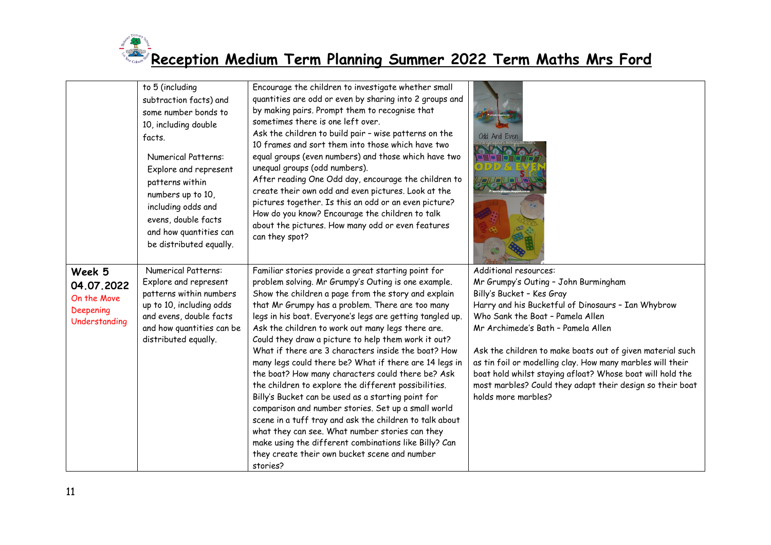# Reception Medium Term Planning Summer 2022 Term Maths Mrs Ford

| | | | |
|---|---|---|---|
| | to 5 (including subtraction facts) and some number bonds to 10, including double facts.<br><br>Numerical Patterns: Explore and represent patterns within numbers up to 10, including odds and evens, double facts and how quantities can be distributed equally. | Encourage the children to investigate whether small quantities are odd or even by sharing into 2 groups and by making pairs. Prompt them to recognise that sometimes there is one left over.<br>Ask the children to build pair – wise patterns on the 10 frames and sort them into those which have two equal groups (even numbers) and those which have two unequal groups (odd numbers).<br>After reading One Odd day, encourage the children to create their own odd and even pictures. Look at the pictures together. Is this an odd or an even picture? How do you know? Encourage the children to talk about the pictures. How many odd or even features can they spot? | |
| **Week 5**<br>**04.07.2022**<br>On the Move<br>Deepening Understanding | Numerical Patterns: Explore and represent patterns within numbers up to 10, including odds and evens, double facts and how quantities can be distributed equally. | Familiar stories provide a great starting point for problem solving. Mr Grumpy's Outing is one example. Show the children a page from the story and explain that Mr Grumpy has a problem. There are too many legs in his boat. Everyone's legs are getting tangled up. Ask the children to work out many legs there are. Could they draw a picture to help them work it out? What if there are 3 characters inside the boat? How many legs could there be? What if there are 14 legs in the boat? How many characters could there be? Ask the children to explore the different possibilities.<br>Billy's Bucket can be used as a starting point for comparison and number stories. Set up a small world scene in a tuff tray and ask the children to talk about what they can see. What number stories can they make using the different combinations like Billy? Can they create their own bucket scene and number stories? | Additional resources:<br>Mr Grumpy's Outing – John Burmingham<br>Billy's Bucket – Kes Gray<br>Harry and his Bucketful of Dinosaurs – Ian Whybrow<br>Who Sank the Boat – Pamela Allen<br>Mr Archimede's Bath – Pamela Allen<br><br>Ask the children to make boats out of given material such as tin foil or modelling clay. How many marbles will their boat hold whilst staying afloat? Whose boat will hold the most marbles? Could they adapt their design so their boat holds more marbles? |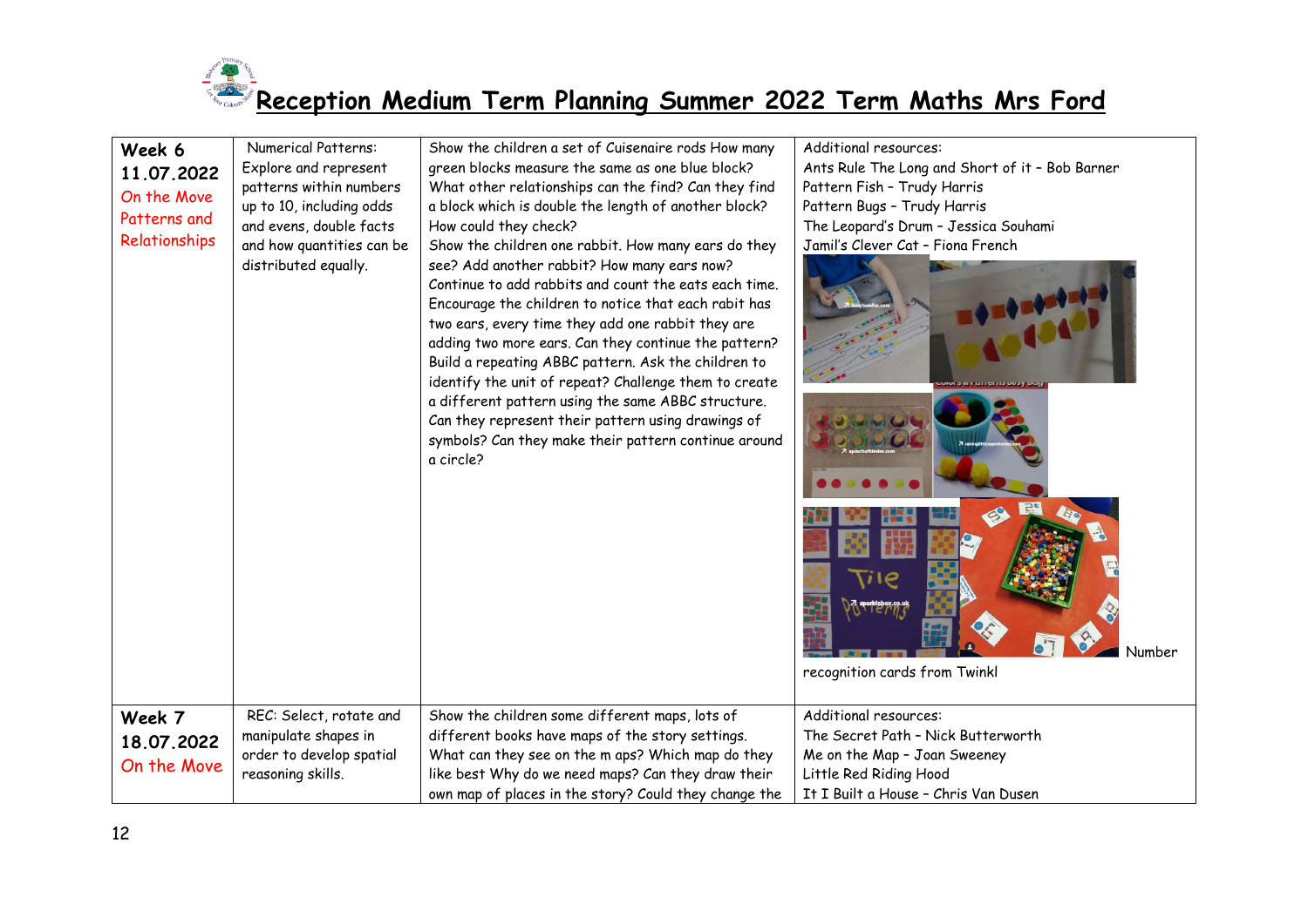# Reception Medium Term Planning Summer 2022 Term Maths Mrs Ford

| | | | |
|---|---|---|---|
| **Week 6** **11.07.2022** On the Move Patterns and Relationships | Numerical Patterns: Explore and represent patterns within numbers up to 10, including odds and evens, double facts and how quantities can be distributed equally. | Show the children a set of Cuisenaire rods How many green blocks measure the same as one blue block? What other relationships can the find? Can they find a block which is double the length of another block? How could they check? Show the children one rabbit. How many ears do they see? Add another rabbit? How many ears now? Continue to add rabbits and count the eats each time. Encourage the children to notice that each rabit has two ears, every time they add one rabbit they are adding two more ears. Can they continue the pattern? Build a repeating ABBC pattern. Ask the children to identify the unit of repeat? Challenge them to create a different pattern using the same ABBC structure. Can they represent their pattern using drawings of symbols? Can they make their pattern continue around a circle? | Additional resources: Ants Rule The Long and Short of it – Bob Barner Pattern Fish – Trudy Harris Pattern Bugs – Trudy Harris The Leopard's Drum – Jessica Souhami Jamil's Clever Cat – Fiona French Number recognition cards from Twinkl |
| **Week 7** **18.07.2022** On the Move | REC: Select, rotate and manipulate shapes in order to develop spatial reasoning skills. | Show the children some different maps, lots of different books have maps of the story settings. What can they see on the m aps? Which map do they like best Why do we need maps? Can they draw their own map of places in the story? Could they change the | Additional resources: The Secret Path – Nick Butterworth Me on the Map – Joan Sweeney Little Red Riding Hood It I Built a House – Chris Van Dusen |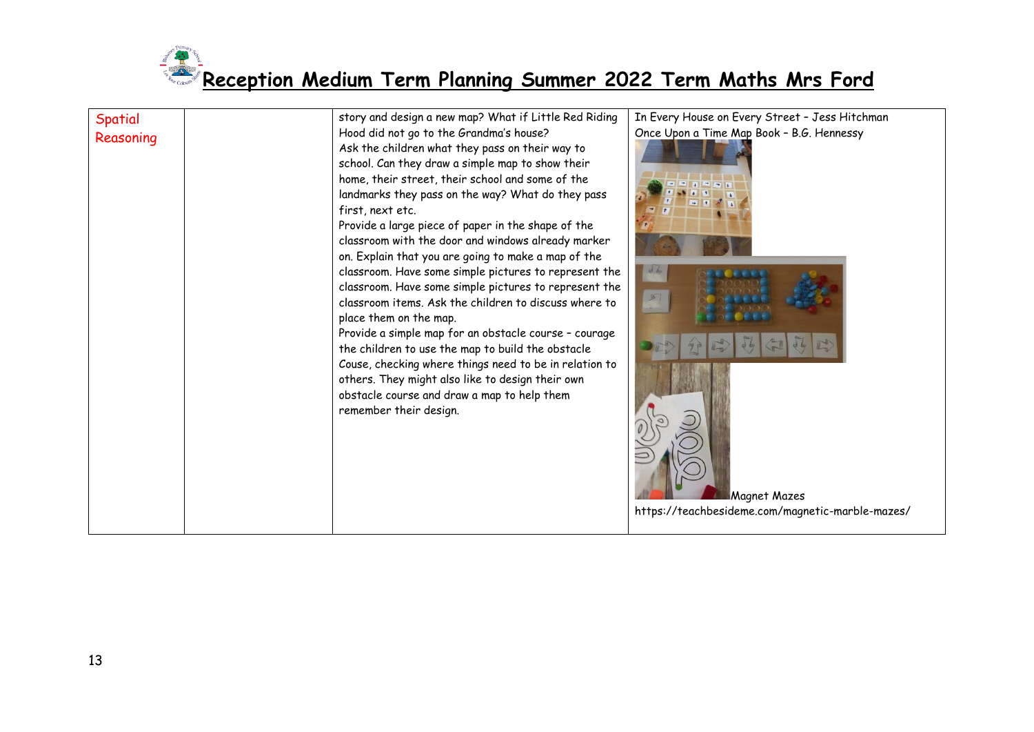# Reception Medium Term Planning Summer 2022 Term Maths Mrs Ford

| | | | |
|---|---|---|---|
| Spatial Reasoning | | story and design a new map? What if Little Red Riding Hood did not go to the Grandma's house?<br>Ask the children what they pass on their way to school. Can they draw a simple map to show their home, their street, their school and some of the landmarks they pass on the way? What do they pass first, next etc.<br>Provide a large piece of paper in the shape of the classroom with the door and windows already marker on. Explain that you are going to make a map of the classroom. Have some simple pictures to represent the classroom. Have some simple pictures to represent the classroom items. Ask the children to discuss where to place them on the map.<br>Provide a simple map for an obstacle course – courage the children to use the map to build the obstacle Couse, checking where things need to be in relation to others. They might also like to design their own obstacle course and draw a map to help them remember their design. | In Every House on Every Street – Jess Hitchman<br>Once Upon a Time Map Book – B.G. Hennessy<br>Magnet Mazes<br>https://teachbesideme.com/magnetic-marble-mazes/ |